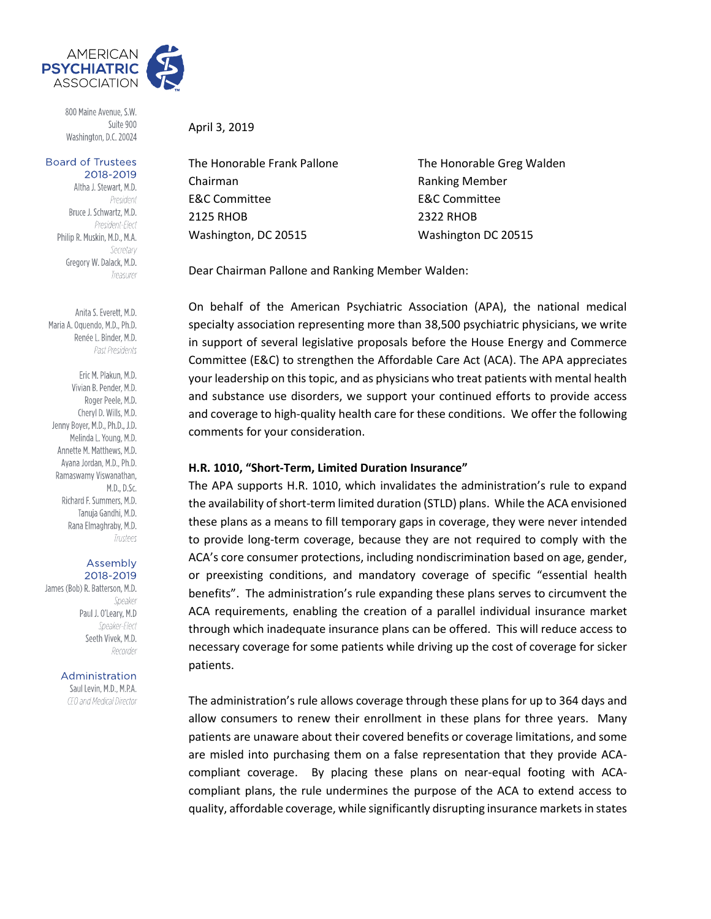AMERICAN PSYCHIATRIC ASSOCIATION

800 Maine Avenue, S.W.
Suite 900
Washington, D.C. 20024

**Board of Trustees 2018-2019**

Altha J. Stewart, M.D.
*President*
Bruce J. Schwartz, M.D.
*President-Elect*
Philip R. Muskin, M.D., M.A.
*Secretary*
Gregory W. Dalack, M.D.
*Treasurer*

Anita S. Everett, M.D.
Maria A. Oquendo, M.D., Ph.D.
Renée L. Binder, M.D.
*Past Presidents*

Eric M. Plakun, M.D.
Vivian B. Pender, M.D.
Roger Peele, M.D.
Cheryl D. Wills, M.D.
Jenny Boyer, M.D., Ph.D., J.D.
Melinda L. Young, M.D.
Annette M. Matthews, M.D.
Ayana Jordan, M.D., Ph.D.
Ramaswamy Viswanathan, M.D., D.Sc.
Richard F. Summers, M.D.
Tanuja Gandhi, M.D.
Rana Elmaghraby, M.D.
*Trustees*

**Assembly 2018-2019**

James (Bob) R. Batterson, M.D.
*Speaker*
Paul J. O'Leary, M.D
*Speaker-Elect*
Seeth Vivek, M.D.
*Recorder*

**Administration**

Saul Levin, M.D., M.P.A.
*CEO and Medical Director*

April 3, 2019

The Honorable Frank Pallone
Chairman
E&C Committee
2125 RHOB
Washington, DC 20515

The Honorable Greg Walden
Ranking Member
E&C Committee
2322 RHOB
Washington DC 20515

Dear Chairman Pallone and Ranking Member Walden:

On behalf of the American Psychiatric Association (APA), the national medical specialty association representing more than 38,500 psychiatric physicians, we write in support of several legislative proposals before the House Energy and Commerce Committee (E&C) to strengthen the Affordable Care Act (ACA). The APA appreciates your leadership on this topic, and as physicians who treat patients with mental health and substance use disorders, we support your continued efforts to provide access and coverage to high-quality health care for these conditions. We offer the following comments for your consideration.

**H.R. 1010, "Short-Term, Limited Duration Insurance"**

The APA supports H.R. 1010, which invalidates the administration's rule to expand the availability of short-term limited duration (STLD) plans. While the ACA envisioned these plans as a means to fill temporary gaps in coverage, they were never intended to provide long-term coverage, because they are not required to comply with the ACA's core consumer protections, including nondiscrimination based on age, gender, or preexisting conditions, and mandatory coverage of specific "essential health benefits". The administration's rule expanding these plans serves to circumvent the ACA requirements, enabling the creation of a parallel individual insurance market through which inadequate insurance plans can be offered. This will reduce access to necessary coverage for some patients while driving up the cost of coverage for sicker patients.

The administration's rule allows coverage through these plans for up to 364 days and allow consumers to renew their enrollment in these plans for three years. Many patients are unaware about their covered benefits or coverage limitations, and some are misled into purchasing them on a false representation that they provide ACA-compliant coverage. By placing these plans on near-equal footing with ACA-compliant plans, the rule undermines the purpose of the ACA to extend access to quality, affordable coverage, while significantly disrupting insurance markets in states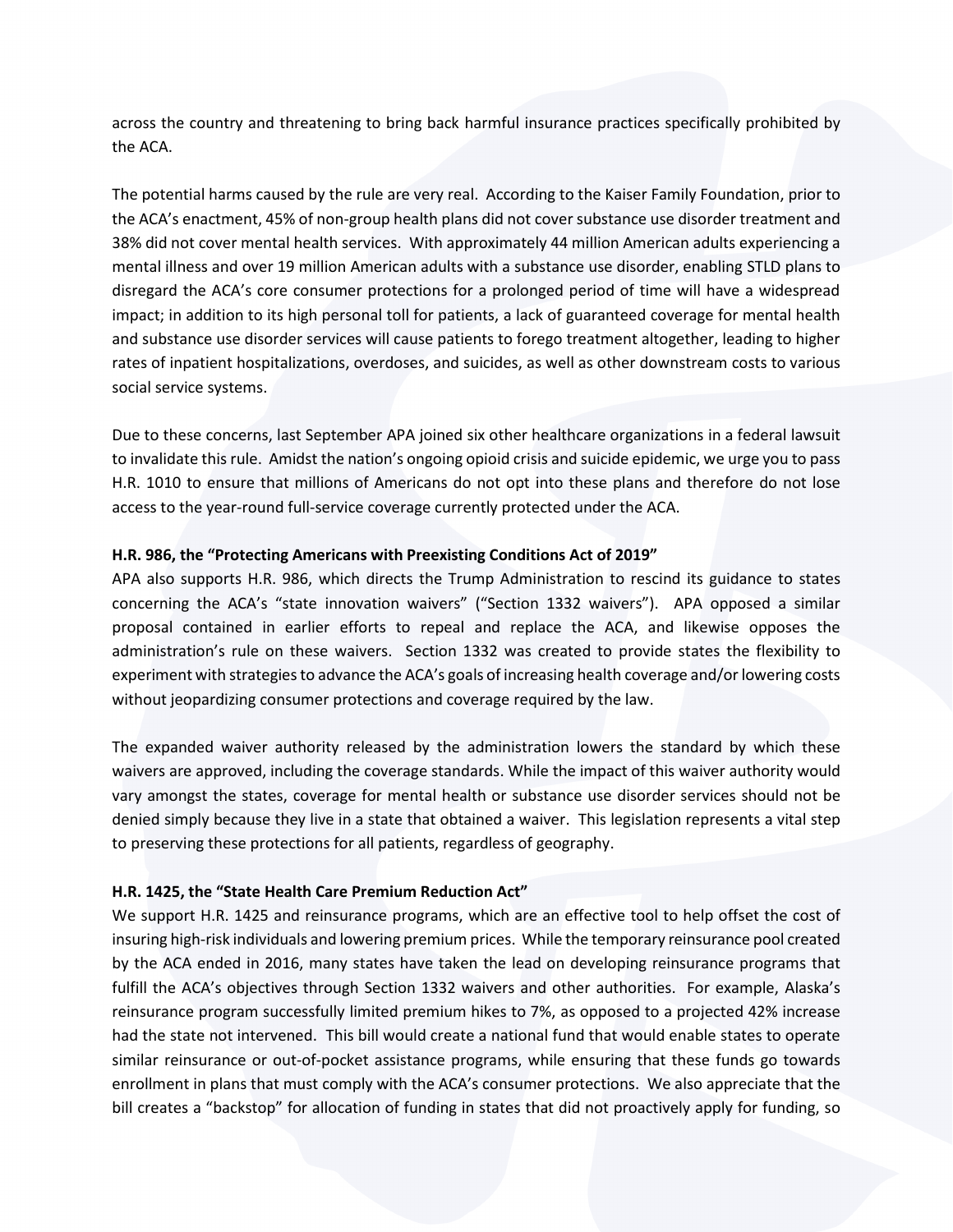across the country and threatening to bring back harmful insurance practices specifically prohibited by the ACA.

The potential harms caused by the rule are very real. According to the Kaiser Family Foundation, prior to the ACA's enactment, 45% of non-group health plans did not cover substance use disorder treatment and 38% did not cover mental health services. With approximately 44 million American adults experiencing a mental illness and over 19 million American adults with a substance use disorder, enabling STLD plans to disregard the ACA's core consumer protections for a prolonged period of time will have a widespread impact; in addition to its high personal toll for patients, a lack of guaranteed coverage for mental health and substance use disorder services will cause patients to forego treatment altogether, leading to higher rates of inpatient hospitalizations, overdoses, and suicides, as well as other downstream costs to various social service systems.

Due to these concerns, last September APA joined six other healthcare organizations in a federal lawsuit to invalidate this rule. Amidst the nation's ongoing opioid crisis and suicide epidemic, we urge you to pass H.R. 1010 to ensure that millions of Americans do not opt into these plans and therefore do not lose access to the year-round full-service coverage currently protected under the ACA.

**H.R. 986, the "Protecting Americans with Preexisting Conditions Act of 2019"**

APA also supports H.R. 986, which directs the Trump Administration to rescind its guidance to states concerning the ACA's "state innovation waivers" ("Section 1332 waivers"). APA opposed a similar proposal contained in earlier efforts to repeal and replace the ACA, and likewise opposes the administration's rule on these waivers. Section 1332 was created to provide states the flexibility to experiment with strategies to advance the ACA's goals of increasing health coverage and/or lowering costs without jeopardizing consumer protections and coverage required by the law.

The expanded waiver authority released by the administration lowers the standard by which these waivers are approved, including the coverage standards. While the impact of this waiver authority would vary amongst the states, coverage for mental health or substance use disorder services should not be denied simply because they live in a state that obtained a waiver. This legislation represents a vital step to preserving these protections for all patients, regardless of geography.

**H.R. 1425, the "State Health Care Premium Reduction Act"**

We support H.R. 1425 and reinsurance programs, which are an effective tool to help offset the cost of insuring high-risk individuals and lowering premium prices. While the temporary reinsurance pool created by the ACA ended in 2016, many states have taken the lead on developing reinsurance programs that fulfill the ACA's objectives through Section 1332 waivers and other authorities. For example, Alaska's reinsurance program successfully limited premium hikes to 7%, as opposed to a projected 42% increase had the state not intervened. This bill would create a national fund that would enable states to operate similar reinsurance or out-of-pocket assistance programs, while ensuring that these funds go towards enrollment in plans that must comply with the ACA's consumer protections. We also appreciate that the bill creates a "backstop" for allocation of funding in states that did not proactively apply for funding, so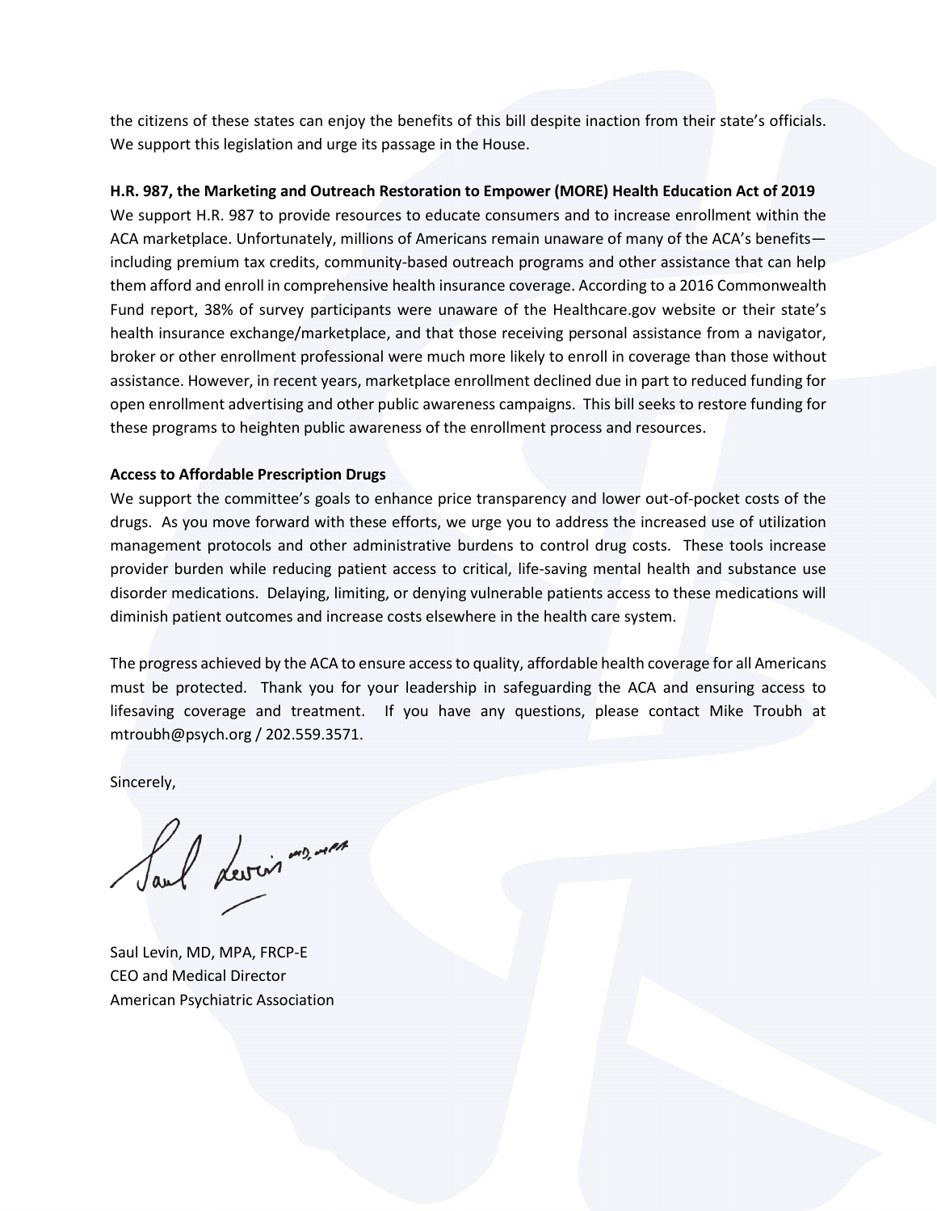the citizens of these states can enjoy the benefits of this bill despite inaction from their state's officials. We support this legislation and urge its passage in the House.

**H.R. 987, the Marketing and Outreach Restoration to Empower (MORE) Health Education Act of 2019**

We support H.R. 987 to provide resources to educate consumers and to increase enrollment within the ACA marketplace. Unfortunately, millions of Americans remain unaware of many of the ACA's benefits—including premium tax credits, community-based outreach programs and other assistance that can help them afford and enroll in comprehensive health insurance coverage. According to a 2016 Commonwealth Fund report, 38% of survey participants were unaware of the Healthcare.gov website or their state's health insurance exchange/marketplace, and that those receiving personal assistance from a navigator, broker or other enrollment professional were much more likely to enroll in coverage than those without assistance. However, in recent years, marketplace enrollment declined due in part to reduced funding for open enrollment advertising and other public awareness campaigns. This bill seeks to restore funding for these programs to heighten public awareness of the enrollment process and resources.

**Access to Affordable Prescription Drugs**

We support the committee's goals to enhance price transparency and lower out-of-pocket costs of the drugs. As you move forward with these efforts, we urge you to address the increased use of utilization management protocols and other administrative burdens to control drug costs. These tools increase provider burden while reducing patient access to critical, life-saving mental health and substance use disorder medications. Delaying, limiting, or denying vulnerable patients access to these medications will diminish patient outcomes and increase costs elsewhere in the health care system.

The progress achieved by the ACA to ensure access to quality, affordable health coverage for all Americans must be protected. Thank you for your leadership in safeguarding the ACA and ensuring access to lifesaving coverage and treatment. If you have any questions, please contact Mike Troubh at mtroubh@psych.org / 202.559.3571.

Sincerely,

Saul Levin, MD, MPA, FRCP-E
CEO and Medical Director
American Psychiatric Association